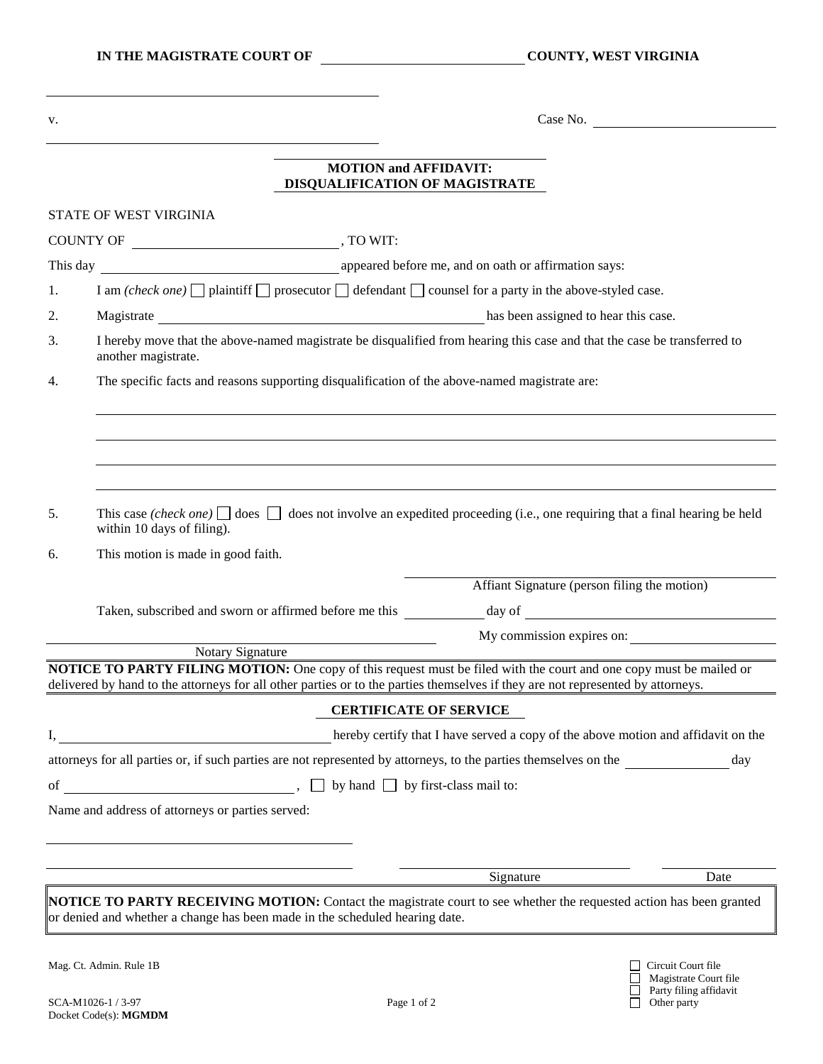**IN THE MAGISTRATE COURT OF \_\_\_\_\_\_\_\_\_\_\_\_\_\_\_\_\_\_\_\_\_\_\_\_\_\_\_\_ COUNTY, WEST VIRGINIA**

\_\_\_\_\_\_\_\_\_\_\_\_\_\_\_\_\_\_\_\_\_\_\_\_\_\_\_\_\_\_\_\_\_\_\_\_\_\_\_\_\_\_\_\_\_\_

v. Case No. \_\_\_\_\_\_\_\_\_\_\_\_\_\_\_\_\_\_\_\_\_\_\_\_\_\_

\_\_\_\_\_\_\_\_\_\_\_\_\_\_\_\_\_\_\_\_\_\_\_\_\_\_\_\_\_\_\_\_\_\_\_\_\_\_\_\_\_\_\_\_\_\_

**MOTION and AFFIDAVIT:**
**DISQUALIFICATION OF MAGISTRATE**

STATE OF WEST VIRGINIA

COUNTY OF \_\_\_\_\_\_\_\_\_\_\_\_\_\_\_\_\_\_\_\_\_\_\_\_\_\_\_\_\_\_, TO WIT:

This day \_\_\_\_\_\_\_\_\_\_\_\_\_\_\_\_\_\_\_\_\_\_\_\_\_\_\_\_\_\_\_\_\_\_\_\_ appeared before me, and on oath or affirmation says:

1. I am *(check one)* ☐ plaintiff ☐ prosecutor ☐ defendant ☐ counsel for a party in the above-styled case.
2. Magistrate \_\_\_\_\_\_\_\_\_\_\_\_\_\_\_\_\_\_\_\_\_\_\_\_\_\_\_\_\_\_\_\_\_\_\_\_\_\_\_\_\_\_\_\_\_\_\_\_\_\_ has been assigned to hear this case.
3. I hereby move that the above-named magistrate be disqualified from hearing this case and that the case be transferred to another magistrate.
4. The specific facts and reasons supporting disqualification of the above-named magistrate are:

   \_\_\_\_\_\_\_\_\_\_\_\_\_\_\_\_\_\_\_\_\_\_\_\_\_\_\_\_\_\_\_\_\_\_\_\_\_\_\_\_\_\_\_\_\_\_\_\_\_\_\_\_\_\_\_\_\_\_\_\_\_\_\_\_\_\_\_\_\_\_\_\_\_\_\_\_\_\_\_\_\_\_\_\_\_\_\_\_\_\_\_\_

   \_\_\_\_\_\_\_\_\_\_\_\_\_\_\_\_\_\_\_\_\_\_\_\_\_\_\_\_\_\_\_\_\_\_\_\_\_\_\_\_\_\_\_\_\_\_\_\_\_\_\_\_\_\_\_\_\_\_\_\_\_\_\_\_\_\_\_\_\_\_\_\_\_\_\_\_\_\_\_\_\_\_\_\_\_\_\_\_\_\_\_\_

   \_\_\_\_\_\_\_\_\_\_\_\_\_\_\_\_\_\_\_\_\_\_\_\_\_\_\_\_\_\_\_\_\_\_\_\_\_\_\_\_\_\_\_\_\_\_\_\_\_\_\_\_\_\_\_\_\_\_\_\_\_\_\_\_\_\_\_\_\_\_\_\_\_\_\_\_\_\_\_\_\_\_\_\_\_\_\_\_\_\_\_\_

   \_\_\_\_\_\_\_\_\_\_\_\_\_\_\_\_\_\_\_\_\_\_\_\_\_\_\_\_\_\_\_\_\_\_\_\_\_\_\_\_\_\_\_\_\_\_\_\_\_\_\_\_\_\_\_\_\_\_\_\_\_\_\_\_\_\_\_\_\_\_\_\_\_\_\_\_\_\_\_\_\_\_\_\_\_\_\_\_\_\_\_\_

5. This case *(check one)* ☐ does ☐ does not involve an expedited proceeding (i.e., one requiring that a final hearing be held within 10 days of filing).
6. This motion is made in good faith.

\_\_\_\_\_\_\_\_\_\_\_\_\_\_\_\_\_\_\_\_\_\_\_\_\_\_\_\_\_\_\_\_\_\_\_\_\_\_\_\_\_\_\_\_\_\_
Affiant Signature (person filing the motion)

Taken, subscribed and sworn or affirmed before me this \_\_\_\_\_\_\_\_\_\_\_ day of \_\_\_\_\_\_\_\_\_\_\_\_\_\_\_\_\_\_\_\_\_\_\_\_\_\_\_\_\_\_

\_\_\_\_\_\_\_\_\_\_\_\_\_\_\_\_\_\_\_\_\_\_\_\_\_\_\_\_\_\_\_\_\_\_\_\_\_\_\_\_\_\_\_\_\_\_ My commission expires on: \_\_\_\_\_\_\_\_\_\_\_\_\_\_\_\_\_\_\_\_\_\_
Notary Signature

**NOTICE TO PARTY FILING MOTION:** One copy of this request must be filed with the court and one copy must be mailed or delivered by hand to the attorneys for all other parties or to the parties themselves if they are not represented by attorneys.

**CERTIFICATE OF SERVICE**

I, \_\_\_\_\_\_\_\_\_\_\_\_\_\_\_\_\_\_\_\_\_\_\_\_\_\_\_\_\_\_\_\_\_\_\_\_\_\_\_\_\_\_ hereby certify that I have served a copy of the above motion and affidavit on the attorneys for all parties or, if such parties are not represented by attorneys, to the parties themselves on the \_\_\_\_\_\_\_\_\_\_\_\_\_\_\_ day of \_\_\_\_\_\_\_\_\_\_\_\_\_\_\_\_\_\_\_\_\_\_\_\_\_\_\_\_\_\_\_\_\_\_, ☐ by hand ☐ by first-class mail to:

Name and address of attorneys or parties served:

\_\_\_\_\_\_\_\_\_\_\_\_\_\_\_\_\_\_\_\_\_\_\_\_\_\_\_\_\_\_\_\_\_\_\_\_\_\_\_\_\_\_\_\_\_\_

\_\_\_\_\_\_\_\_\_\_\_\_\_\_\_\_\_\_\_\_\_\_\_\_\_\_\_\_\_\_\_\_\_\_\_\_\_\_\_\_\_\_\_\_\_\_ \_\_\_\_\_\_\_\_\_\_\_\_\_\_\_\_\_\_\_\_\_\_\_\_\_\_\_\_\_\_\_\_ \_\_\_\_\_\_\_\_\_\_\_\_\_\_
Signature Date

**NOTICE TO PARTY RECEIVING MOTION:** Contact the magistrate court to see whether the requested action has been granted or denied and whether a change has been made in the scheduled hearing date.

Mag. Ct. Admin. Rule 1B

SCA-M1026-1 / 3-97
Docket Code(s): **MGMDM**

☐ Circuit Court file
☐ Magistrate Court file
☐ Party filing affidavit
☐ Other party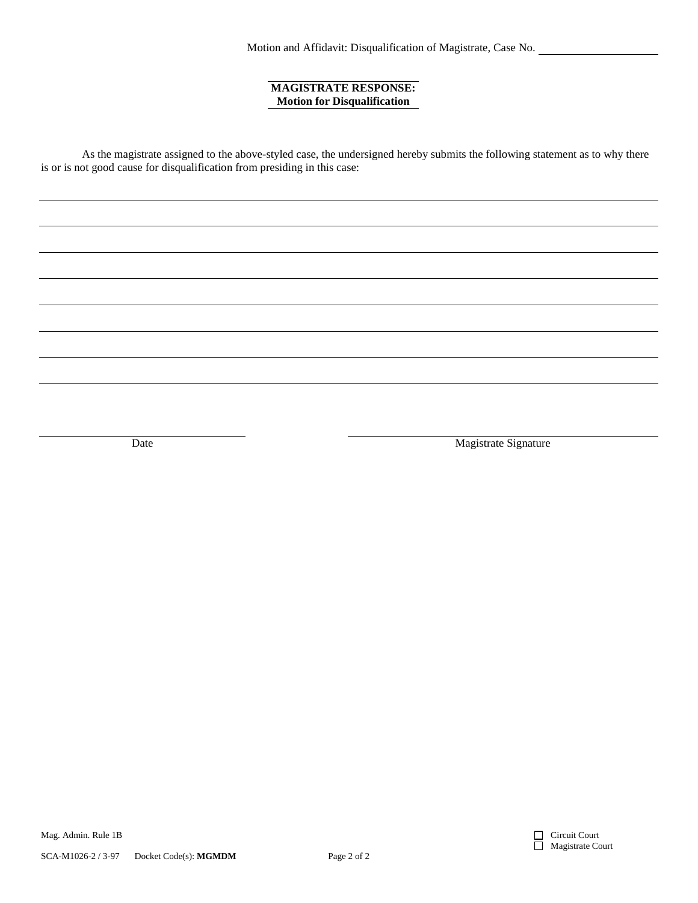Motion and Affidavit: Disqualification of Magistrate, Case No. ____________________

**MAGISTRATE RESPONSE:**
**Motion for Disqualification**

As the magistrate assigned to the above-styled case, the undersigned hereby submits the following statement as to why there is or is not good cause for disqualification from presiding in this case:

______________________________________________________________________________

______________________________________________________________________________

______________________________________________________________________________

______________________________________________________________________________

______________________________________________________________________________

______________________________________________________________________________

______________________________________________________________________________

______________________________________________________________________________

______________________________ &nbsp;&nbsp;&nbsp;&nbsp;&nbsp;&nbsp;&nbsp;&nbsp; ______________________________________
Date &nbsp;&nbsp;&nbsp;&nbsp;&nbsp;&nbsp;&nbsp;&nbsp;&nbsp;&nbsp;&nbsp;&nbsp;&nbsp;&nbsp;&nbsp;&nbsp;&nbsp;&nbsp;&nbsp;&nbsp;&nbsp;&nbsp;&nbsp;&nbsp;&nbsp;&nbsp;&nbsp;&nbsp;&nbsp;&nbsp;&nbsp;&nbsp;&nbsp;&nbsp;&nbsp;&nbsp;&nbsp;&nbsp; Magistrate Signature

Mag. Admin. Rule 1B

SCA-M1026-2 / 3-97 &nbsp;&nbsp;&nbsp; Docket Code(s): **MGMDM**

☐ Circuit Court
☐ Magistrate Court